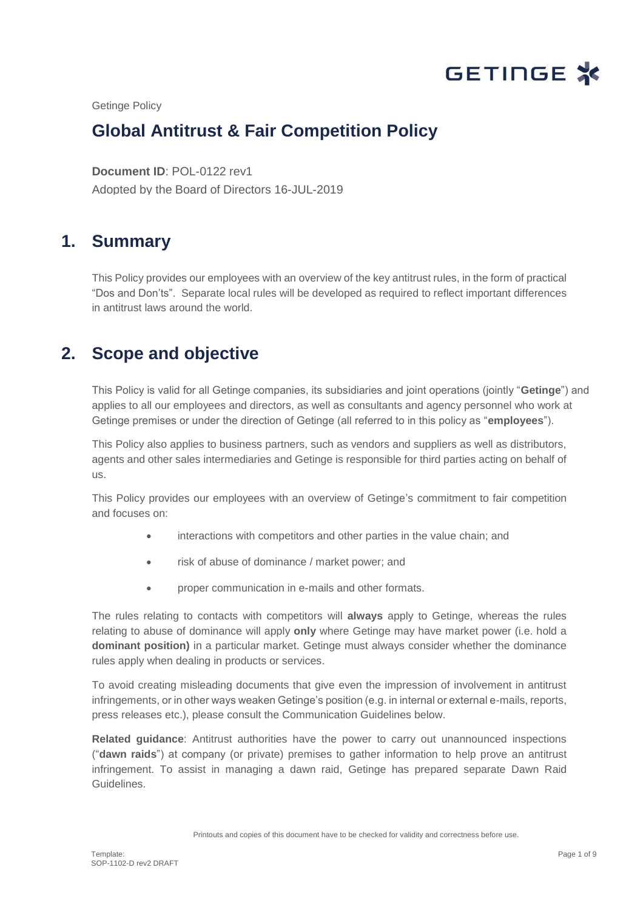Getinge Policy

# Global Antitrust & Fair Competition Policy

**Document ID**: POL-0122 rev1

Adopted by the Board of Directors 16-JUL-2019

## 1. Summary

This Policy provides our employees with an overview of the key antitrust rules, in the form of practical "Dos and Don'ts". Separate local rules will be developed as required to reflect important differences in antitrust laws around the world.

## 2. Scope and objective

This Policy is valid for all Getinge companies, its subsidiaries and joint operations (jointly "**Getinge**") and applies to all our employees and directors, as well as consultants and agency personnel who work at Getinge premises or under the direction of Getinge (all referred to in this policy as "**employees**").

This Policy also applies to business partners, such as vendors and suppliers as well as distributors, agents and other sales intermediaries and Getinge is responsible for third parties acting on behalf of us.

This Policy provides our employees with an overview of Getinge's commitment to fair competition and focuses on:

- interactions with competitors and other parties in the value chain; and
- risk of abuse of dominance / market power; and
- proper communication in e-mails and other formats.

The rules relating to contacts with competitors will **always** apply to Getinge, whereas the rules relating to abuse of dominance will apply **only** where Getinge may have market power (i.e. hold a **dominant position)** in a particular market. Getinge must always consider whether the dominance rules apply when dealing in products or services.

To avoid creating misleading documents that give even the impression of involvement in antitrust infringements, or in other ways weaken Getinge's position (e.g. in internal or external e-mails, reports, press releases etc.), please consult the Communication Guidelines below.

**Related guidance**: Antitrust authorities have the power to carry out unannounced inspections ("**dawn raids**") at company (or private) premises to gather information to help prove an antitrust infringement. To assist in managing a dawn raid, Getinge has prepared separate Dawn Raid Guidelines.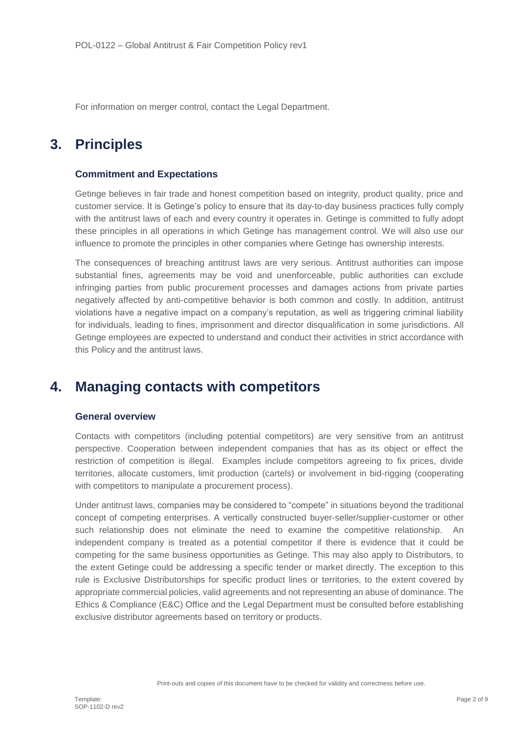For information on merger control, contact the Legal Department.

# 3. Principles

### Commitment and Expectations

Getinge believes in fair trade and honest competition based on integrity, product quality, price and customer service. It is Getinge's policy to ensure that its day-to-day business practices fully comply with the antitrust laws of each and every country it operates in. Getinge is committed to fully adopt these principles in all operations in which Getinge has management control. We will also use our influence to promote the principles in other companies where Getinge has ownership interests.

The consequences of breaching antitrust laws are very serious. Antitrust authorities can impose substantial fines, agreements may be void and unenforceable, public authorities can exclude infringing parties from public procurement processes and damages actions from private parties negatively affected by anti-competitive behavior is both common and costly. In addition, antitrust violations have a negative impact on a company's reputation, as well as triggering criminal liability for individuals, leading to fines, imprisonment and director disqualification in some jurisdictions. All Getinge employees are expected to understand and conduct their activities in strict accordance with this Policy and the antitrust laws.

# 4. Managing contacts with competitors

### General overview

Contacts with competitors (including potential competitors) are very sensitive from an antitrust perspective. Cooperation between independent companies that has as its object or effect the restriction of competition is illegal. Examples include competitors agreeing to fix prices, divide territories, allocate customers, limit production (cartels) or involvement in bid-rigging (cooperating with competitors to manipulate a procurement process).

Under antitrust laws, companies may be considered to "compete" in situations beyond the traditional concept of competing enterprises. A vertically constructed buyer-seller/supplier-customer or other such relationship does not eliminate the need to examine the competitive relationship. An independent company is treated as a potential competitor if there is evidence that it could be competing for the same business opportunities as Getinge. This may also apply to Distributors, to the extent Getinge could be addressing a specific tender or market directly. The exception to this rule is Exclusive Distributorships for specific product lines or territories, to the extent covered by appropriate commercial policies, valid agreements and not representing an abuse of dominance. The Ethics & Compliance (E&C) Office and the Legal Department must be consulted before establishing exclusive distributor agreements based on territory or products.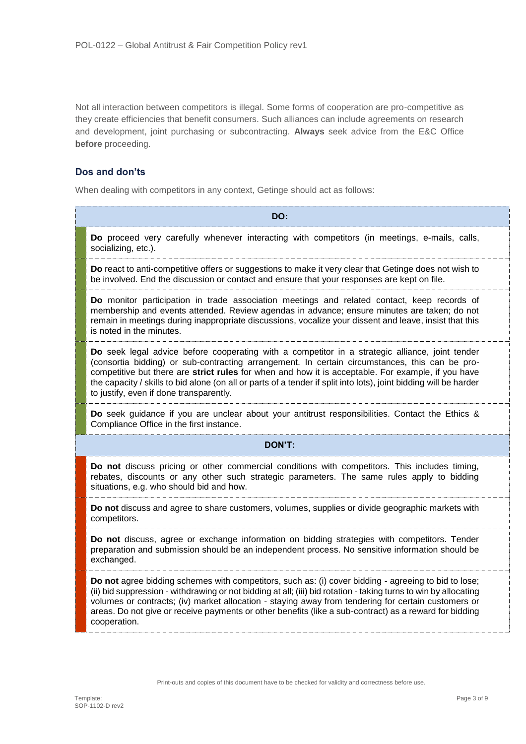Not all interaction between competitors is illegal. Some forms of cooperation are pro-competitive as they create efficiencies that benefit consumers. Such alliances can include agreements on research and development, joint purchasing or subcontracting. **Always** seek advice from the E&C Office **before** proceeding.

## Dos and don'ts

When dealing with competitors in any context, Getinge should act as follows:

| DO: |
| --- |
| **Do** proceed very carefully whenever interacting with competitors (in meetings, e-mails, calls, socializing, etc.). |
| **Do** react to anti-competitive offers or suggestions to make it very clear that Getinge does not wish to be involved. End the discussion or contact and ensure that your responses are kept on file. |
| **Do** monitor participation in trade association meetings and related contact, keep records of membership and events attended. Review agendas in advance; ensure minutes are taken; do not remain in meetings during inappropriate discussions, vocalize your dissent and leave, insist that this is noted in the minutes. |
| **Do** seek legal advice before cooperating with a competitor in a strategic alliance, joint tender (consortia bidding) or sub-contracting arrangement. In certain circumstances, this can be pro-competitive but there are **strict rules** for when and how it is acceptable. For example, if you have the capacity / skills to bid alone (on all or parts of a tender if split into lots), joint bidding will be harder to justify, even if done transparently. |
| **Do** seek guidance if you are unclear about your antitrust responsibilities. Contact the Ethics & Compliance Office in the first instance. |
| **DON'T:** |
| **Do not** discuss pricing or other commercial conditions with competitors. This includes timing, rebates, discounts or any other such strategic parameters. The same rules apply to bidding situations, e.g. who should bid and how. |
| **Do not** discuss and agree to share customers, volumes, supplies or divide geographic markets with competitors. |
| **Do not** discuss, agree or exchange information on bidding strategies with competitors. Tender preparation and submission should be an independent process. No sensitive information should be exchanged. |
| **Do not** agree bidding schemes with competitors, such as: (i) cover bidding - agreeing to bid to lose; (ii) bid suppression - withdrawing or not bidding at all; (iii) bid rotation - taking turns to win by allocating volumes or contracts; (iv) market allocation - staying away from tendering for certain customers or areas. Do not give or receive payments or other benefits (like a sub-contract) as a reward for bidding cooperation. |

Print-outs and copies of this document have to be checked for validity and correctness before use.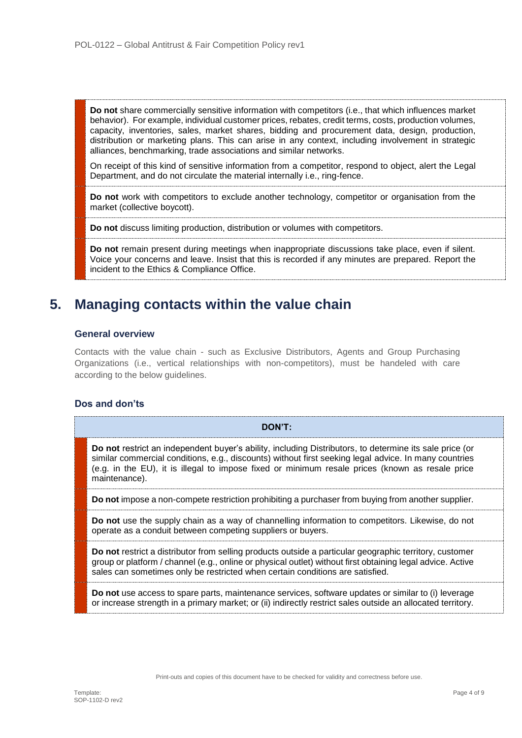**Do not** share commercially sensitive information with competitors (i.e., that which influences market behavior). For example, individual customer prices, rebates, credit terms, costs, production volumes, capacity, inventories, sales, market shares, bidding and procurement data, design, production, distribution or marketing plans. This can arise in any context, including involvement in strategic alliances, benchmarking, trade associations and similar networks.

On receipt of this kind of sensitive information from a competitor, respond to object, alert the Legal Department, and do not circulate the material internally i.e., ring-fence.

**Do not** work with competitors to exclude another technology, competitor or organisation from the market (collective boycott).

**Do not** discuss limiting production, distribution or volumes with competitors.

**Do not** remain present during meetings when inappropriate discussions take place, even if silent. Voice your concerns and leave. Insist that this is recorded if any minutes are prepared. Report the incident to the Ethics & Compliance Office.

# 5. Managing contacts within the value chain

### General overview

Contacts with the value chain - such as Exclusive Distributors, Agents and Group Purchasing Organizations (i.e., vertical relationships with non-competitors), must be handeled with care according to the below guidelines.

### Dos and don'ts

| DON'T: |
|---|
| **Do not** restrict an independent buyer's ability, including Distributors, to determine its sale price (or similar commercial conditions, e.g., discounts) without first seeking legal advice. In many countries (e.g. in the EU), it is illegal to impose fixed or minimum resale prices (known as resale price maintenance). |
| **Do not** impose a non-compete restriction prohibiting a purchaser from buying from another supplier. |
| **Do not** use the supply chain as a way of channelling information to competitors. Likewise, do not operate as a conduit between competing suppliers or buyers. |
| **Do not** restrict a distributor from selling products outside a particular geographic territory, customer group or platform / channel (e.g., online or physical outlet) without first obtaining legal advice. Active sales can sometimes only be restricted when certain conditions are satisfied. |
| **Do not** use access to spare parts, maintenance services, software updates or similar to (i) leverage or increase strength in a primary market; or (ii) indirectly restrict sales outside an allocated territory. |

Print-outs and copies of this document have to be checked for validity and correctness before use.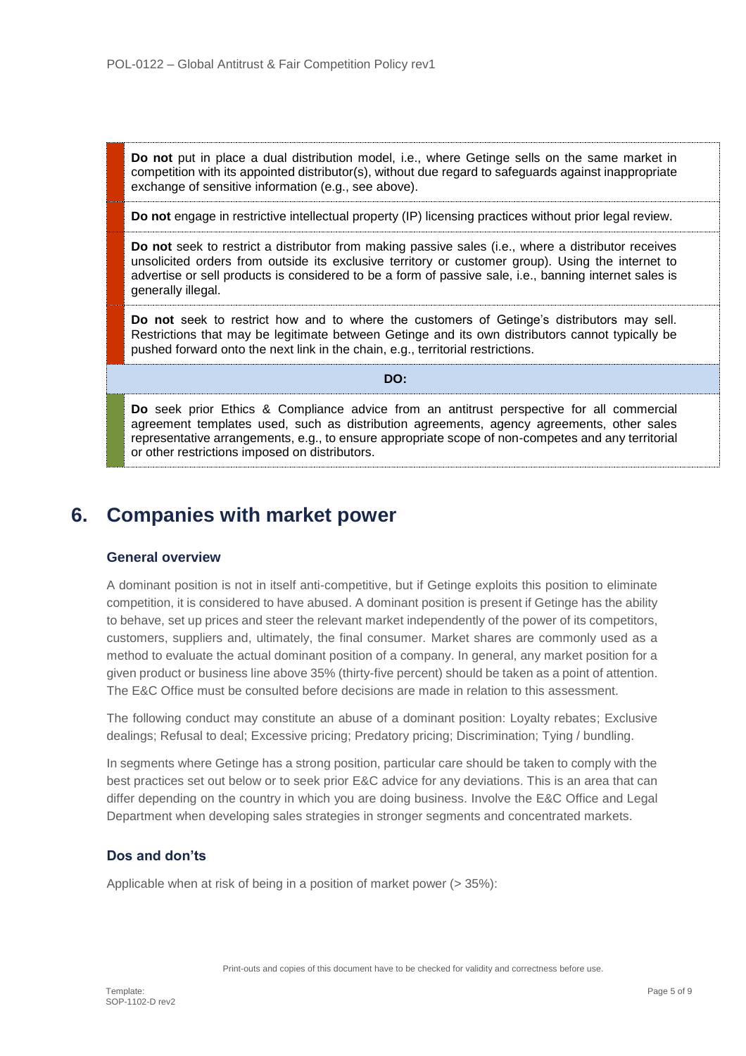| |
|---|
| **Do not** put in place a dual distribution model, i.e., where Getinge sells on the same market in competition with its appointed distributor(s), without due regard to safeguards against inappropriate exchange of sensitive information (e.g., see above). |
| **Do not** engage in restrictive intellectual property (IP) licensing practices without prior legal review. |
| **Do not** seek to restrict a distributor from making passive sales (i.e., where a distributor receives unsolicited orders from outside its exclusive territory or customer group). Using the internet to advertise or sell products is considered to be a form of passive sale, i.e., banning internet sales is generally illegal. |
| **Do not** seek to restrict how and to where the customers of Getinge's distributors may sell. Restrictions that may be legitimate between Getinge and its own distributors cannot typically be pushed forward onto the next link in the chain, e.g., territorial restrictions. |
| **DO:** |
| **Do** seek prior Ethics & Compliance advice from an antitrust perspective for all commercial agreement templates used, such as distribution agreements, agency agreements, other sales representative arrangements, e.g., to ensure appropriate scope of non-competes and any territorial or other restrictions imposed on distributors. |

# 6. Companies with market power

### General overview

A dominant position is not in itself anti-competitive, but if Getinge exploits this position to eliminate competition, it is considered to have abused. A dominant position is present if Getinge has the ability to behave, set up prices and steer the relevant market independently of the power of its competitors, customers, suppliers and, ultimately, the final consumer. Market shares are commonly used as a method to evaluate the actual dominant position of a company. In general, any market position for a given product or business line above 35% (thirty-five percent) should be taken as a point of attention. The E&C Office must be consulted before decisions are made in relation to this assessment.

The following conduct may constitute an abuse of a dominant position: Loyalty rebates; Exclusive dealings; Refusal to deal; Excessive pricing; Predatory pricing; Discrimination; Tying / bundling.

In segments where Getinge has a strong position, particular care should be taken to comply with the best practices set out below or to seek prior E&C advice for any deviations. This is an area that can differ depending on the country in which you are doing business. Involve the E&C Office and Legal Department when developing sales strategies in stronger segments and concentrated markets.

### Dos and don'ts

Applicable when at risk of being in a position of market power (> 35%):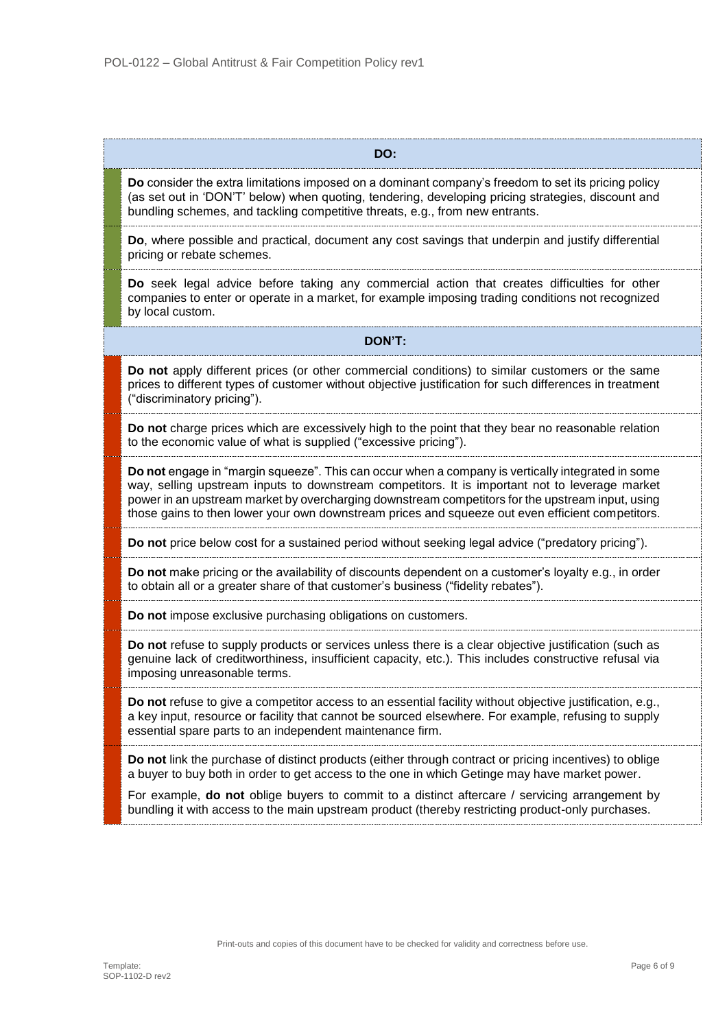| DO: |
|---|
| **Do** consider the extra limitations imposed on a dominant company's freedom to set its pricing policy (as set out in 'DON'T' below) when quoting, tendering, developing pricing strategies, discount and bundling schemes, and tackling competitive threats, e.g., from new entrants. |
| **Do**, where possible and practical, document any cost savings that underpin and justify differential pricing or rebate schemes. |
| **Do** seek legal advice before taking any commercial action that creates difficulties for other companies to enter or operate in a market, for example imposing trading conditions not recognized by local custom. |
| **DON'T:** |
| **Do not** apply different prices (or other commercial conditions) to similar customers or the same prices to different types of customer without objective justification for such differences in treatment ("discriminatory pricing"). |
| **Do not** charge prices which are excessively high to the point that they bear no reasonable relation to the economic value of what is supplied ("excessive pricing"). |
| **Do not** engage in "margin squeeze". This can occur when a company is vertically integrated in some way, selling upstream inputs to downstream competitors. It is important not to leverage market power in an upstream market by overcharging downstream competitors for the upstream input, using those gains to then lower your own downstream prices and squeeze out even efficient competitors. |
| **Do not** price below cost for a sustained period without seeking legal advice ("predatory pricing"). |
| **Do not** make pricing or the availability of discounts dependent on a customer's loyalty e.g., in order to obtain all or a greater share of that customer's business ("fidelity rebates"). |
| **Do not** impose exclusive purchasing obligations on customers. |
| **Do not** refuse to supply products or services unless there is a clear objective justification (such as genuine lack of creditworthiness, insufficient capacity, etc.). This includes constructive refusal via imposing unreasonable terms. |
| **Do not** refuse to give a competitor access to an essential facility without objective justification, e.g., a key input, resource or facility that cannot be sourced elsewhere. For example, refusing to supply essential spare parts to an independent maintenance firm. |
| **Do not** link the purchase of distinct products (either through contract or pricing incentives) to oblige a buyer to buy both in order to get access to the one in which Getinge may have market power. <br><br> For example, **do not** oblige buyers to commit to a distinct aftercare / servicing arrangement by bundling it with access to the main upstream product (thereby restricting product-only purchases. |

Print-outs and copies of this document have to be checked for validity and correctness before use.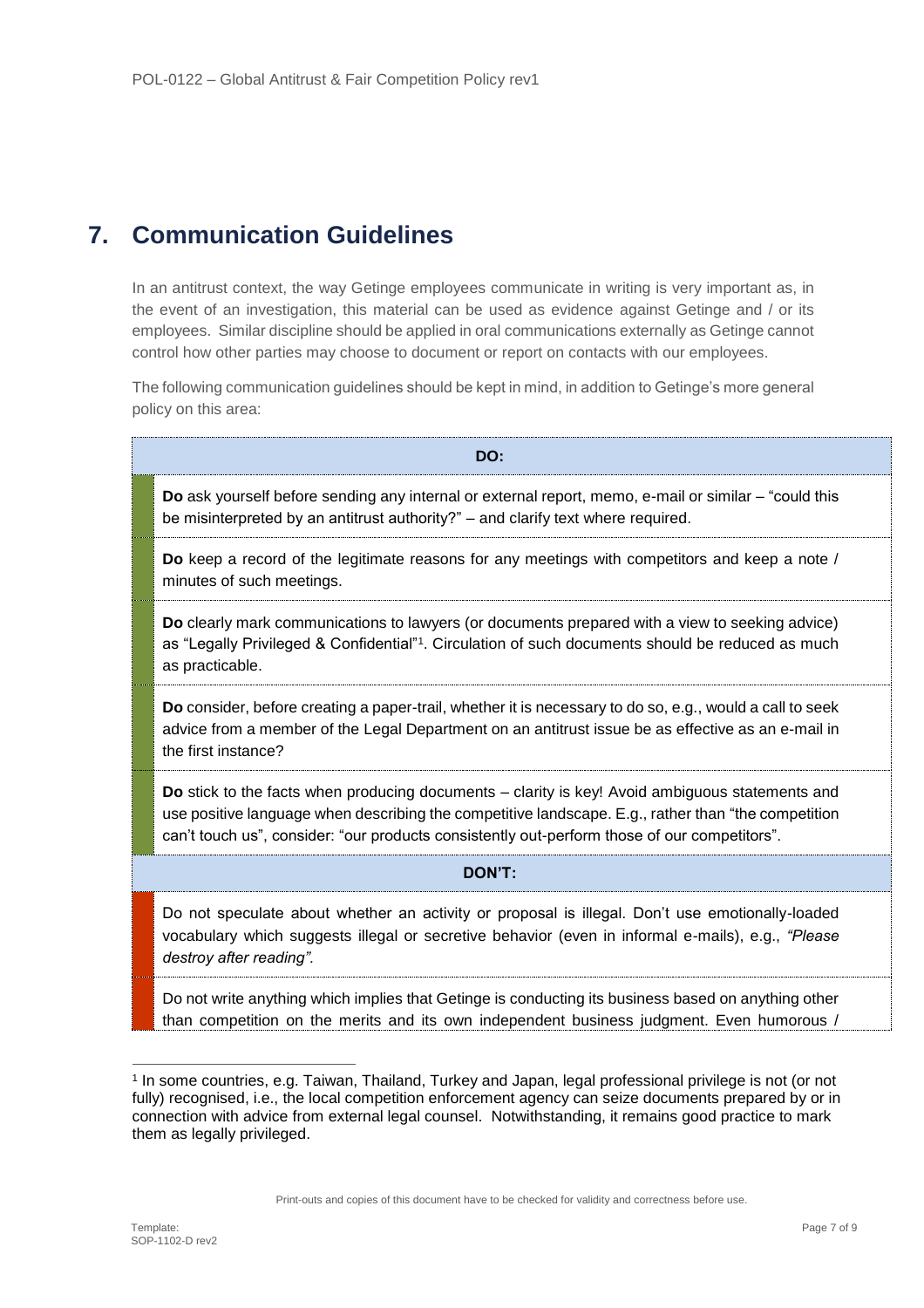## 7. Communication Guidelines

In an antitrust context, the way Getinge employees communicate in writing is very important as, in the event of an investigation, this material can be used as evidence against Getinge and / or its employees. Similar discipline should be applied in oral communications externally as Getinge cannot control how other parties may choose to document or report on contacts with our employees.

The following communication guidelines should be kept in mind, in addition to Getinge's more general policy on this area:

| DO: |
|---|
| **Do** ask yourself before sending any internal or external report, memo, e-mail or similar – "could this be misinterpreted by an antitrust authority?" – and clarify text where required. |
| **Do** keep a record of the legitimate reasons for any meetings with competitors and keep a note / minutes of such meetings. |
| **Do** clearly mark communications to lawyers (or documents prepared with a view to seeking advice) as "Legally Privileged & Confidential"[1]. Circulation of such documents should be reduced as much as practicable. |
| **Do** consider, before creating a paper-trail, whether it is necessary to do so, e.g., would a call to seek advice from a member of the Legal Department on an antitrust issue be as effective as an e-mail in the first instance? |
| **Do** stick to the facts when producing documents – clarity is key! Avoid ambiguous statements and use positive language when describing the competitive landscape. E.g., rather than "the competition can't touch us", consider: "our products consistently out-perform those of our competitors". |
| **DON'T:** |
| Do not speculate about whether an activity or proposal is illegal. Don't use emotionally-loaded vocabulary which suggests illegal or secretive behavior (even in informal e-mails), e.g., *"Please destroy after reading".* |
| Do not write anything which implies that Getinge is conducting its business based on anything other than competition on the merits and its own independent business judgment. Even humorous / |

[1] In some countries, e.g. Taiwan, Thailand, Turkey and Japan, legal professional privilege is not (or not fully) recognised, i.e., the local competition enforcement agency can seize documents prepared by or in connection with advice from external legal counsel. Notwithstanding, it remains good practice to mark them as legally privileged.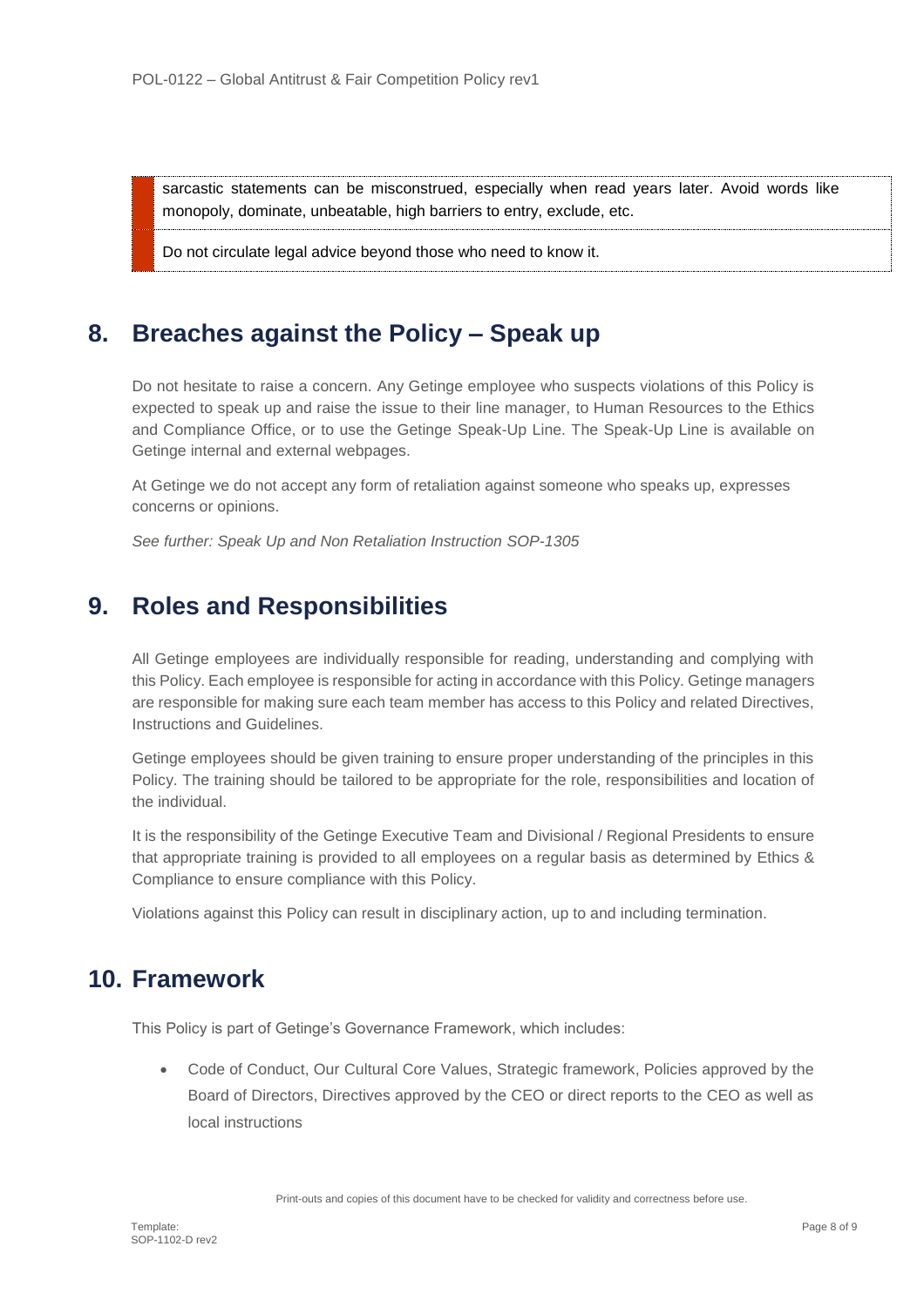sarcastic statements can be misconstrued, especially when read years later. Avoid words like monopoly, dominate, unbeatable, high barriers to entry, exclude, etc.

Do not circulate legal advice beyond those who need to know it.

## 8. Breaches against the Policy – Speak up

Do not hesitate to raise a concern. Any Getinge employee who suspects violations of this Policy is expected to speak up and raise the issue to their line manager, to Human Resources to the Ethics and Compliance Office, or to use the Getinge Speak-Up Line. The Speak-Up Line is available on Getinge internal and external webpages.

At Getinge we do not accept any form of retaliation against someone who speaks up, expresses concerns or opinions.

*See further: Speak Up and Non Retaliation Instruction SOP-1305*

## 9. Roles and Responsibilities

All Getinge employees are individually responsible for reading, understanding and complying with this Policy. Each employee is responsible for acting in accordance with this Policy. Getinge managers are responsible for making sure each team member has access to this Policy and related Directives, Instructions and Guidelines.

Getinge employees should be given training to ensure proper understanding of the principles in this Policy. The training should be tailored to be appropriate for the role, responsibilities and location of the individual.

It is the responsibility of the Getinge Executive Team and Divisional / Regional Presidents to ensure that appropriate training is provided to all employees on a regular basis as determined by Ethics & Compliance to ensure compliance with this Policy.

Violations against this Policy can result in disciplinary action, up to and including termination.

## 10. Framework

This Policy is part of Getinge's Governance Framework, which includes:

- Code of Conduct, Our Cultural Core Values, Strategic framework, Policies approved by the Board of Directors, Directives approved by the CEO or direct reports to the CEO as well as local instructions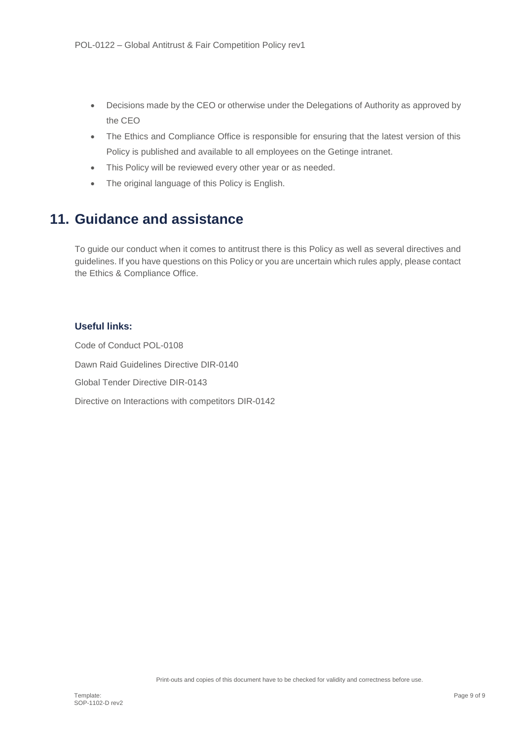- Decisions made by the CEO or otherwise under the Delegations of Authority as approved by the CEO
- The Ethics and Compliance Office is responsible for ensuring that the latest version of this Policy is published and available to all employees on the Getinge intranet.
- This Policy will be reviewed every other year or as needed.
- The original language of this Policy is English.

## 11. Guidance and assistance

To guide our conduct when it comes to antitrust there is this Policy as well as several directives and guidelines. If you have questions on this Policy or you are uncertain which rules apply, please contact the Ethics & Compliance Office.

### Useful links:

Code of Conduct POL-0108

Dawn Raid Guidelines Directive DIR-0140

Global Tender Directive DIR-0143

Directive on Interactions with competitors DIR-0142